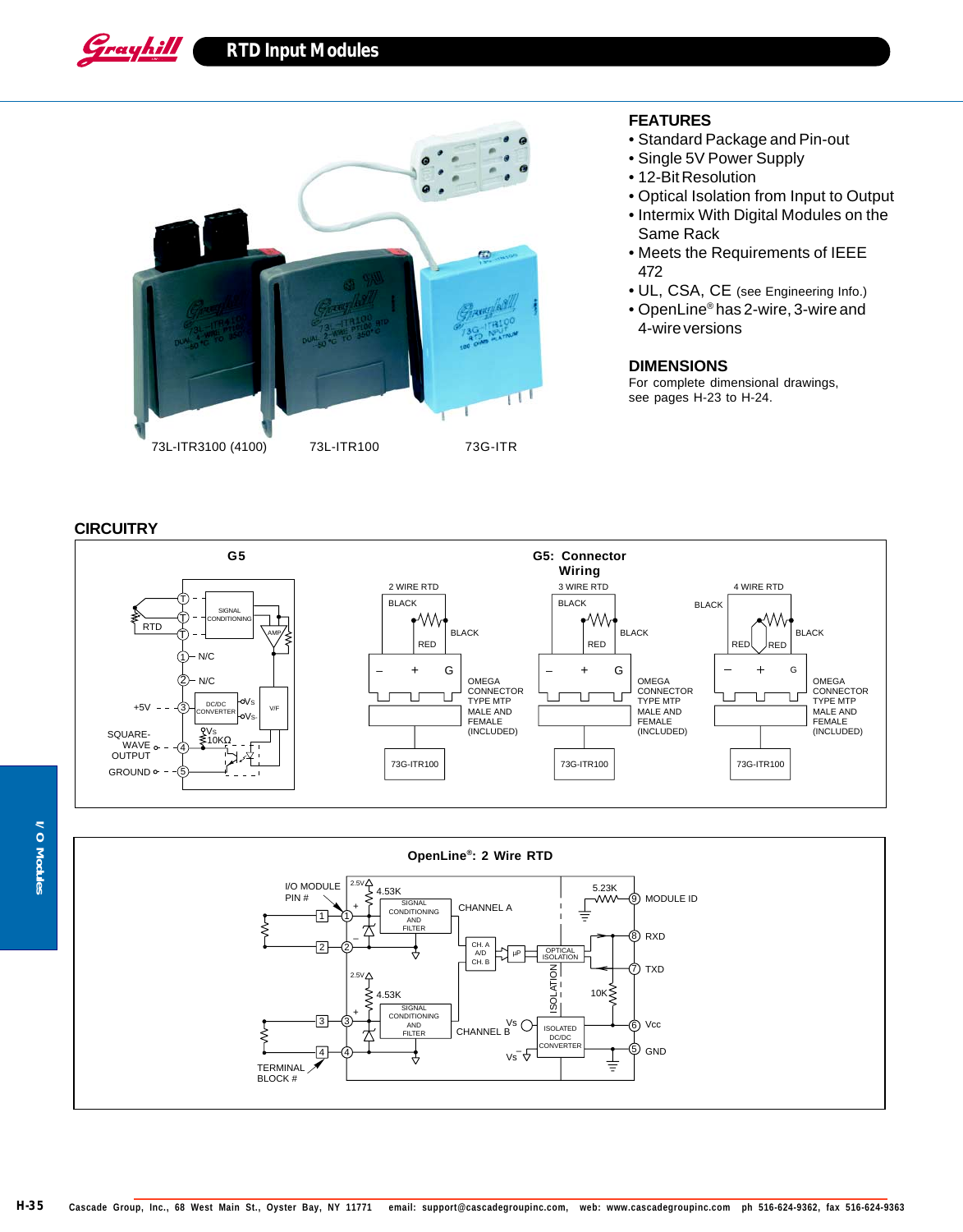# RTD Input Modules

73L-ITR3100 (4100) 73L-ITR100 73G-ITR

## FEATURES

- Standard Package and Pin-out
- Single 5V Power Supply
- 12-Bit Resolution
- Optical Isolation from Input to Output
- Intermix With Digital Modules on the Same Rack
- Meets the Requirements of IEEE 472
- UL, CSA, CE (see Engineering Info.)
- OpenLine® has 2-wire, 3-wire and 4-wire versions

## DIMENSIONS

For complete dimensional drawings, see pages H-23 to H-24.

## CIRCUITRY

**G5**

RTD, T, SIGNAL CONDITIONING, AMP, 1 N/C, 2 N/C, +5V 3 DC/DC CONVERTER Vs Vs-, V/F, Vs, 10KΩ, SQUARE-WAVE OUTPUT 4, GROUND 5

**G5: Connector Wiring**

2 WIRE RTD — BLACK, BLACK, RED; – + G; OMEGA CONNECTOR TYPE MTP MALE AND FEMALE (INCLUDED); 73G-ITR100

3 WIRE RTD — BLACK, BLACK, RED; – + G; OMEGA CONNECTOR TYPE MTP MALE AND FEMALE (INCLUDED); 73G-ITR100

4 WIRE RTD — BLACK, BLACK, RED, RED; – + G; OMEGA CONNECTOR TYPE MTP MALE AND FEMALE (INCLUDED); 73G-ITR100

**OpenLine®: 2 Wire RTD**

I/O MODULE PIN #, TERMINAL BLOCK #, 2.5V, 4.53K, SIGNAL CONDITIONING AND FILTER, CHANNEL A, CH. A A/D CH. B, µP, OPTICAL ISOLATION, ISOLATION, CHANNEL B, Vs, ISOLATED DC/DC CONVERTER, 5.23K, 10K, 9 MODULE ID, 8 RXD, 7 TXD, 6 Vcc, 5 GND

I/O Modules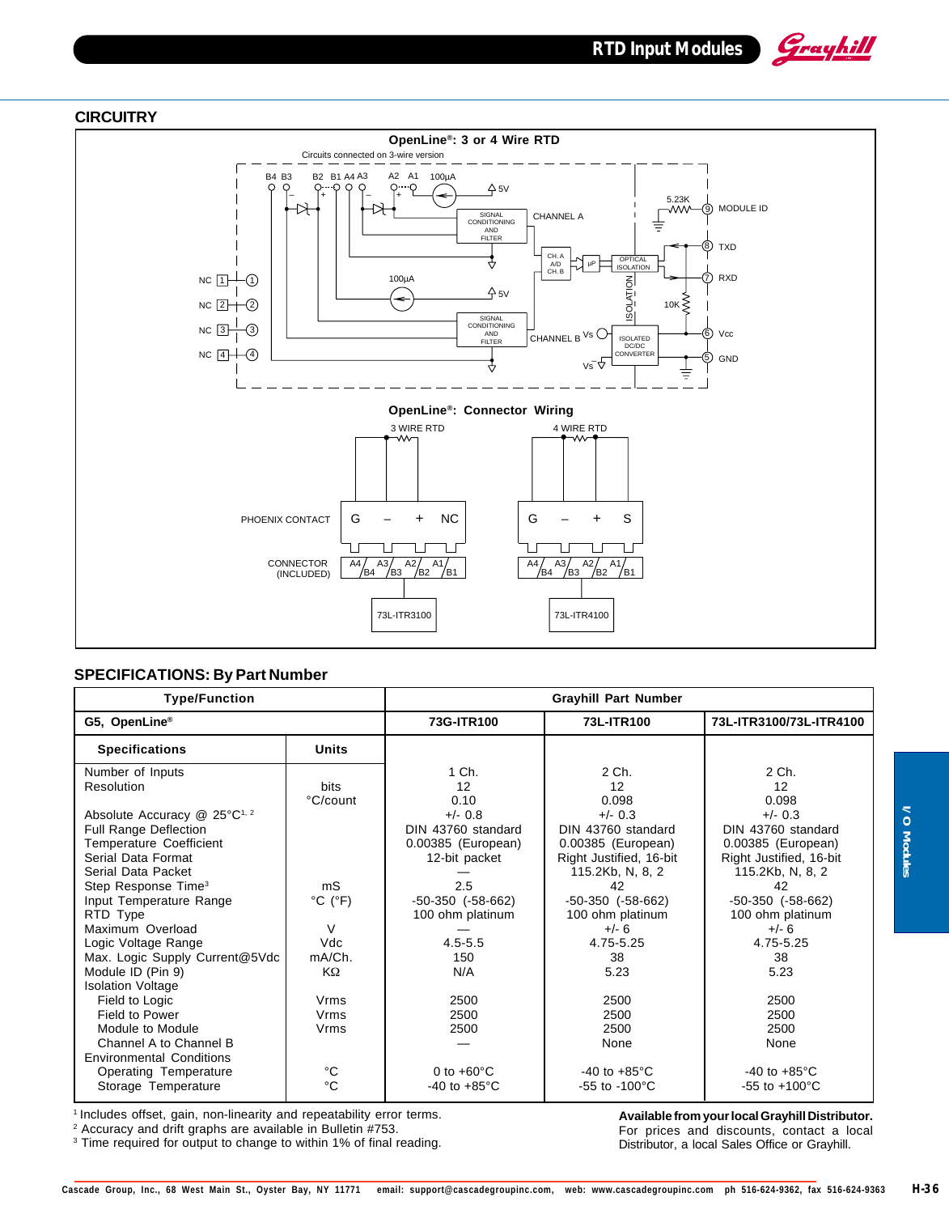## CIRCUITRY

**OpenLine®: 3 or 4 Wire RTD**

Circuits connected on 3-wire version

B4 B3 B2 B1 A4 A3 A2 A1 100µA 5V

SIGNAL CONDITIONING AND FILTER

CHANNEL A

5.23K

9 MODULE ID

8 TXD

CH. A A/D CH. B

µP

OPTICAL ISOLATION

7 RXD

ISOLATION

10K

NC 1 NC 2 NC 3 NC 4

100µA 5V

SIGNAL CONDITIONING AND FILTER

CHANNEL B Vs

ISOLATED DC/DC CONVERTER

6 Vcc

5 GND

Vs

**OpenLine®: Connector Wiring**

3 WIRE RTD

4 WIRE RTD

PHOENIX CONTACT

G – + NC

G – + S

CONNECTOR (INCLUDED)

A4/B4 A3/B3 A2/B2 A1/B1

73L-ITR3100

73L-ITR4100

## SPECIFICATIONS: By Part Number

| Type/Function | | Grayhill Part Number | | |
|---|---|---|---|---|
| **G5, OpenLine®** | | **73G-ITR100** | **73L-ITR100** | **73L-ITR3100/73L-ITR4100** |
| **Specifications** | **Units** | | | |
| Number of Inputs | | 1 Ch. | 2 Ch. | 2 Ch. |
| Resolution | bits | 12 | 12 | 12 |
| | °C/count | 0.10 | 0.098 | 0.098 |
| Absolute Accuracy @ 25°C[1, 2] | | +/- 0.8 | +/- 0.3 | +/- 0.3 |
| Full Range Deflection | | DIN 43760 standard | DIN 43760 standard | DIN 43760 standard |
| Temperature Coefficient | | 0.00385 (European) | 0.00385 (European) | 0.00385 (European) |
| Serial Data Format | | 12-bit packet | Right Justified, 16-bit | Right Justified, 16-bit |
| Serial Data Packet | | — | 115.2Kb, N, 8, 2 | 115.2Kb, N, 8, 2 |
| Step Response Time[3] | mS | 2.5 | 42 | 42 |
| Input Temperature Range | °C (°F) | -50-350 (-58-662) | -50-350 (-58-662) | -50-350 (-58-662) |
| RTD Type | | 100 ohm platinum | 100 ohm platinum | 100 ohm platinum |
| Maximum Overload | V | — | +/- 6 | +/- 6 |
| Logic Voltage Range | Vdc | 4.5-5.5 | 4.75-5.25 | 4.75-5.25 |
| Max. Logic Supply Current@5Vdc | mA/Ch. | 150 | 38 | 38 |
| Module ID (Pin 9) | KΩ | N/A | 5.23 | 5.23 |
| Isolation Voltage | | | | |
| Field to Logic | Vrms | 2500 | 2500 | 2500 |
| Field to Power | Vrms | 2500 | 2500 | 2500 |
| Module to Module | Vrms | 2500 | 2500 | 2500 |
| Channel A to Channel B | | — | None | None |
| Environmental Conditions | | | | |
| Operating Temperature | °C | 0 to +60°C | -40 to +85°C | -40 to +85°C |
| Storage Temperature | °C | -40 to +85°C | -55 to -100°C | -55 to +100°C |

[1] Includes offset, gain, non-linearity and repeatability error terms.
[2] Accuracy and drift graphs are available in Bulletin #753.
[3] Time required for output to change to within 1% of final reading.

**Available from your local Grayhill Distributor.**
For prices and discounts, contact a local Distributor, a local Sales Office or Grayhill.